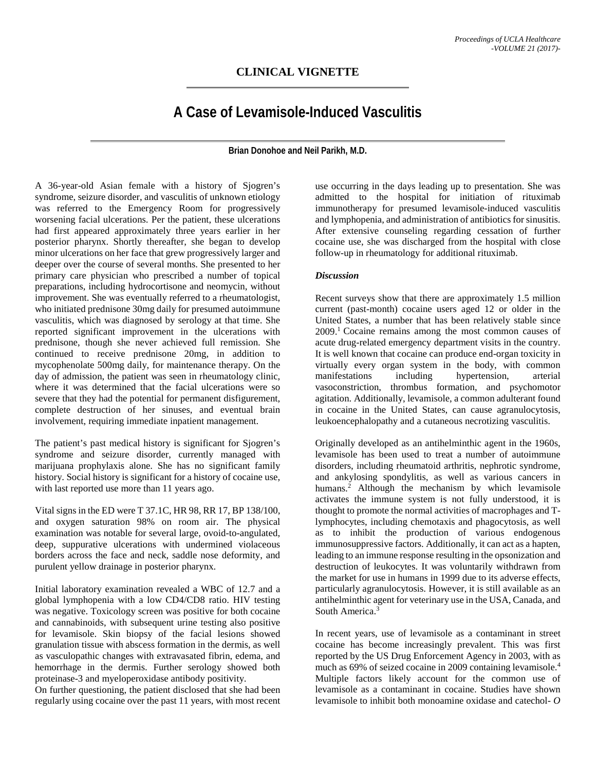## CLINICAL VIGNETTE

# A Case of Levamisole-Induced Vasculitis

**Brian Donohoe and Neil Parikh, M.D.**

A 36-year-old Asian female with a history of Sjogren's syndrome, seizure disorder, and vasculitis of unknown etiology was referred to the Emergency Room for progressively worsening facial ulcerations. Per the patient, these ulcerations had first appeared approximately three years earlier in her posterior pharynx. Shortly thereafter, she began to develop minor ulcerations on her face that grew progressively larger and deeper over the course of several months. She presented to her primary care physician who prescribed a number of topical preparations, including hydrocortisone and neomycin, without improvement. She was eventually referred to a rheumatologist, who initiated prednisone 30mg daily for presumed autoimmune vasculitis, which was diagnosed by serology at that time. She reported significant improvement in the ulcerations with prednisone, though she never achieved full remission. She continued to receive prednisone 20mg, in addition to mycophenolate 500mg daily, for maintenance therapy. On the day of admission, the patient was seen in rheumatology clinic, where it was determined that the facial ulcerations were so severe that they had the potential for permanent disfigurement, complete destruction of her sinuses, and eventual brain involvement, requiring immediate inpatient management.

The patient's past medical history is significant for Sjogren's syndrome and seizure disorder, currently managed with marijuana prophylaxis alone. She has no significant family history. Social history is significant for a history of cocaine use, with last reported use more than 11 years ago.

Vital signs in the ED were T 37.1C, HR 98, RR 17, BP 138/100, and oxygen saturation 98% on room air. The physical examination was notable for several large, ovoid-to-angulated, deep, suppurative ulcerations with undermined violaceous borders across the face and neck, saddle nose deformity, and purulent yellow drainage in posterior pharynx.

Initial laboratory examination revealed a WBC of 12.7 and a global lymphopenia with a low CD4/CD8 ratio. HIV testing was negative. Toxicology screen was positive for both cocaine and cannabinoids, with subsequent urine testing also positive for levamisole. Skin biopsy of the facial lesions showed granulation tissue with abscess formation in the dermis, as well as vasculopathic changes with extravasated fibrin, edema, and hemorrhage in the dermis. Further serology showed both proteinase-3 and myeloperoxidase antibody positivity.
On further questioning, the patient disclosed that she had been regularly using cocaine over the past 11 years, with most recent use occurring in the days leading up to presentation. She was admitted to the hospital for initiation of rituximab immunotherapy for presumed levamisole-induced vasculitis and lymphopenia, and administration of antibiotics for sinusitis. After extensive counseling regarding cessation of further cocaine use, she was discharged from the hospital with close follow-up in rheumatology for additional rituximab.

### *Discussion*

Recent surveys show that there are approximately 1.5 million current (past-month) cocaine users aged 12 or older in the United States, a number that has been relatively stable since 2009.[1] Cocaine remains among the most common causes of acute drug-related emergency department visits in the country. It is well known that cocaine can produce end-organ toxicity in virtually every organ system in the body, with common manifestations including hypertension, arterial vasoconstriction, thrombus formation, and psychomotor agitation. Additionally, levamisole, a common adulterant found in cocaine in the United States, can cause agranulocytosis, leukoencephalopathy and a cutaneous necrotizing vasculitis.

Originally developed as an antihelminthic agent in the 1960s, levamisole has been used to treat a number of autoimmune disorders, including rheumatoid arthritis, nephrotic syndrome, and ankylosing spondylitis, as well as various cancers in humans.[2] Although the mechanism by which levamisole activates the immune system is not fully understood, it is thought to promote the normal activities of macrophages and T-lymphocytes, including chemotaxis and phagocytosis, as well as to inhibit the production of various endogenous immunosuppressive factors. Additionally, it can act as a hapten, leading to an immune response resulting in the opsonization and destruction of leukocytes. It was voluntarily withdrawn from the market for use in humans in 1999 due to its adverse effects, particularly agranulocytosis. However, it is still available as an antihelminthic agent for veterinary use in the USA, Canada, and South America.[3]

In recent years, use of levamisole as a contaminant in street cocaine has become increasingly prevalent. This was first reported by the US Drug Enforcement Agency in 2003, with as much as 69% of seized cocaine in 2009 containing levamisole.[4] Multiple factors likely account for the common use of levamisole as a contaminant in cocaine. Studies have shown levamisole to inhibit both monoamine oxidase and catechol- *O*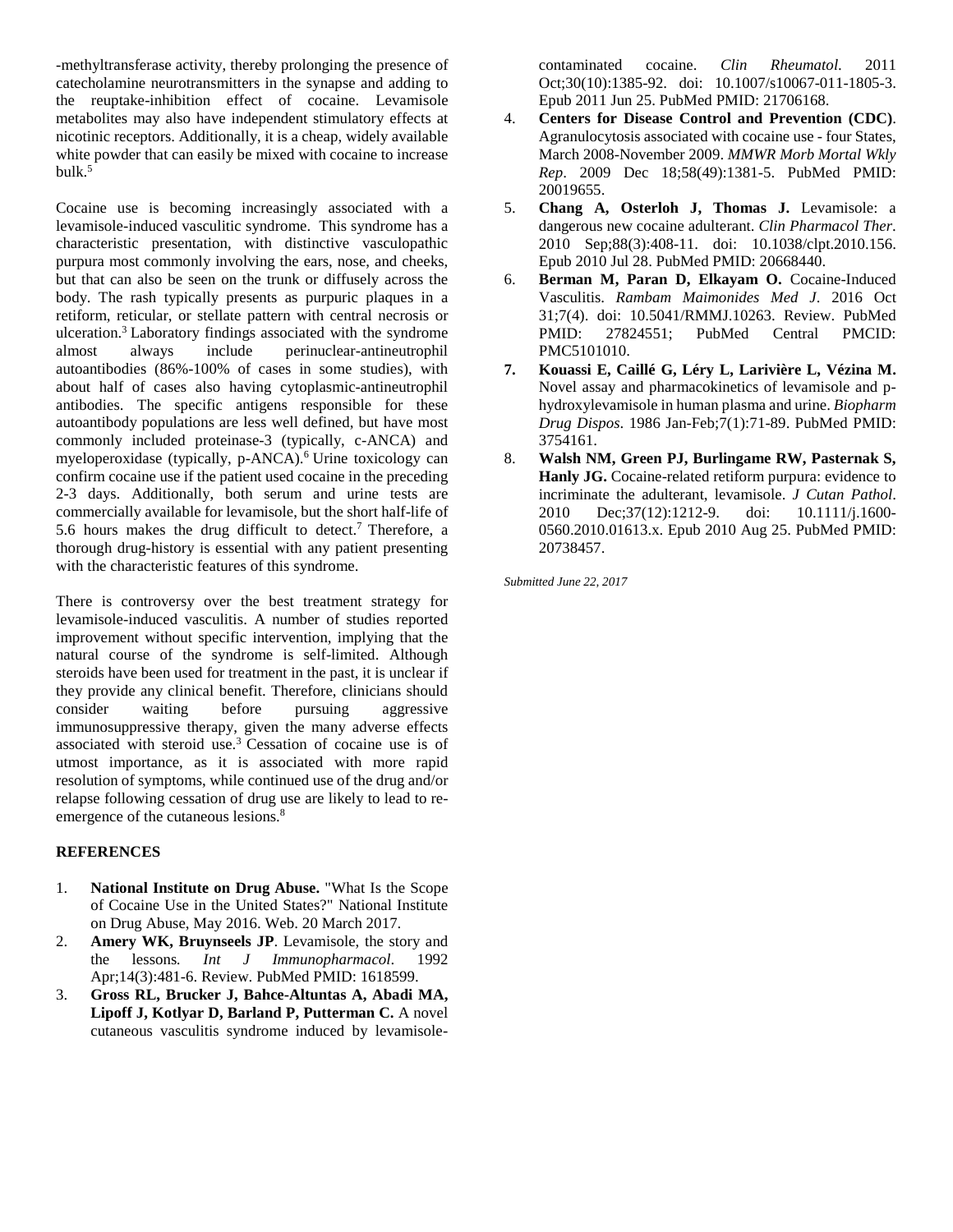-methyltransferase activity, thereby prolonging the presence of catecholamine neurotransmitters in the synapse and adding to the reuptake-inhibition effect of cocaine. Levamisole metabolites may also have independent stimulatory effects at nicotinic receptors. Additionally, it is a cheap, widely available white powder that can easily be mixed with cocaine to increase bulk.[5]

Cocaine use is becoming increasingly associated with a levamisole-induced vasculitic syndrome. This syndrome has a characteristic presentation, with distinctive vasculopathic purpura most commonly involving the ears, nose, and cheeks, but that can also be seen on the trunk or diffusely across the body. The rash typically presents as purpuric plaques in a retiform, reticular, or stellate pattern with central necrosis or ulceration.[3] Laboratory findings associated with the syndrome almost always include perinuclear-antineutrophil autoantibodies (86%-100% of cases in some studies), with about half of cases also having cytoplasmic-antineutrophil antibodies. The specific antigens responsible for these autoantibody populations are less well defined, but have most commonly included proteinase-3 (typically, c-ANCA) and myeloperoxidase (typically, p-ANCA).[6] Urine toxicology can confirm cocaine use if the patient used cocaine in the preceding 2-3 days. Additionally, both serum and urine tests are commercially available for levamisole, but the short half-life of 5.6 hours makes the drug difficult to detect.[7] Therefore, a thorough drug-history is essential with any patient presenting with the characteristic features of this syndrome.

There is controversy over the best treatment strategy for levamisole-induced vasculitis. A number of studies reported improvement without specific intervention, implying that the natural course of the syndrome is self-limited. Although steroids have been used for treatment in the past, it is unclear if they provide any clinical benefit. Therefore, clinicians should consider waiting before pursuing aggressive immunosuppressive therapy, given the many adverse effects associated with steroid use.[3] Cessation of cocaine use is of utmost importance, as it is associated with more rapid resolution of symptoms, while continued use of the drug and/or relapse following cessation of drug use are likely to lead to re-emergence of the cutaneous lesions.[8]

## REFERENCES

1. **National Institute on Drug Abuse.** "What Is the Scope of Cocaine Use in the United States?" National Institute on Drug Abuse, May 2016. Web. 20 March 2017.
2. **Amery WK, Bruynseels JP**. Levamisole, the story and the lessons. *Int J Immunopharmacol*. 1992 Apr;14(3):481-6. Review. PubMed PMID: 1618599.
3. **Gross RL, Brucker J, Bahce-Altuntas A, Abadi MA, Lipoff J, Kotlyar D, Barland P, Putterman C.** A novel cutaneous vasculitis syndrome induced by levamisole-contaminated cocaine. *Clin Rheumatol*. 2011 Oct;30(10):1385-92. doi: 10.1007/s10067-011-1805-3. Epub 2011 Jun 25. PubMed PMID: 21706168.
4. **Centers for Disease Control and Prevention (CDC)**. Agranulocytosis associated with cocaine use - four States, March 2008-November 2009. *MMWR Morb Mortal Wkly Rep*. 2009 Dec 18;58(49):1381-5. PubMed PMID: 20019655.
5. **Chang A, Osterloh J, Thomas J.** Levamisole: a dangerous new cocaine adulterant. *Clin Pharmacol Ther*. 2010 Sep;88(3):408-11. doi: 10.1038/clpt.2010.156. Epub 2010 Jul 28. PubMed PMID: 20668440.
6. **Berman M, Paran D, Elkayam O.** Cocaine-Induced Vasculitis. *Rambam Maimonides Med J*. 2016 Oct 31;7(4). doi: 10.5041/RMMJ.10263. Review. PubMed PMID: 27824551; PubMed Central PMCID: PMC5101010.
7. **Kouassi E, Caillé G, Léry L, Larivière L, Vézina M.** Novel assay and pharmacokinetics of levamisole and p-hydroxylevamisole in human plasma and urine. *Biopharm Drug Dispos*. 1986 Jan-Feb;7(1):71-89. PubMed PMID: 3754161.
8. **Walsh NM, Green PJ, Burlingame RW, Pasternak S, Hanly JG.** Cocaine-related retiform purpura: evidence to incriminate the adulterant, levamisole. *J Cutan Pathol*. 2010 Dec;37(12):1212-9. doi: 10.1111/j.1600-0560.2010.01613.x. Epub 2010 Aug 25. PubMed PMID: 20738457.

*Submitted June 22, 2017*